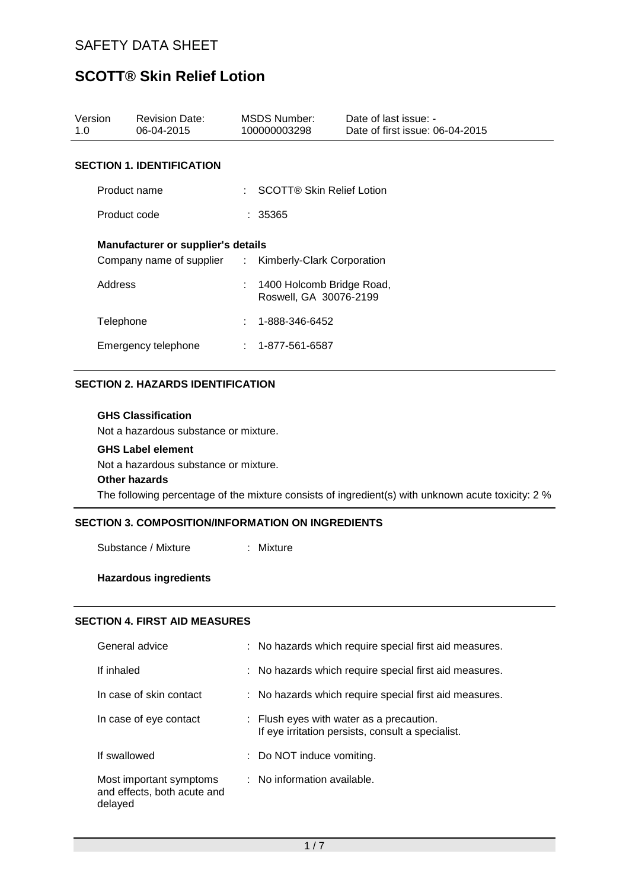# SAFETY DATA SHEET

# SCOTT® Skin Relief Lotion

| Version | Revision Date: | MSDS Number: | Date of last issue: - |
|---|---|---|---|
| 1.0 | 06-04-2015 | 100000003298 | Date of first issue: 06-04-2015 |

## SECTION 1. IDENTIFICATION

Product name : SCOTT® Skin Relief Lotion

Product code : 35365

**Manufacturer or supplier's details**

Company name of supplier : Kimberly-Clark Corporation

Address : 1400 Holcomb Bridge Road,
Roswell, GA 30076-2199

Telephone : 1-888-346-6452

Emergency telephone : 1-877-561-6587

## SECTION 2. HAZARDS IDENTIFICATION

**GHS Classification**

Not a hazardous substance or mixture.

**GHS Label element**

Not a hazardous substance or mixture.

**Other hazards**

The following percentage of the mixture consists of ingredient(s) with unknown acute toxicity: 2 %

## SECTION 3. COMPOSITION/INFORMATION ON INGREDIENTS

Substance / Mixture : Mixture

**Hazardous ingredients**

## SECTION 4. FIRST AID MEASURES

General advice : No hazards which require special first aid measures.

If inhaled : No hazards which require special first aid measures.

In case of skin contact : No hazards which require special first aid measures.

In case of eye contact : Flush eyes with water as a precaution.
If eye irritation persists, consult a specialist.

If swallowed : Do NOT induce vomiting.

Most important symptoms and effects, both acute and delayed : No information available.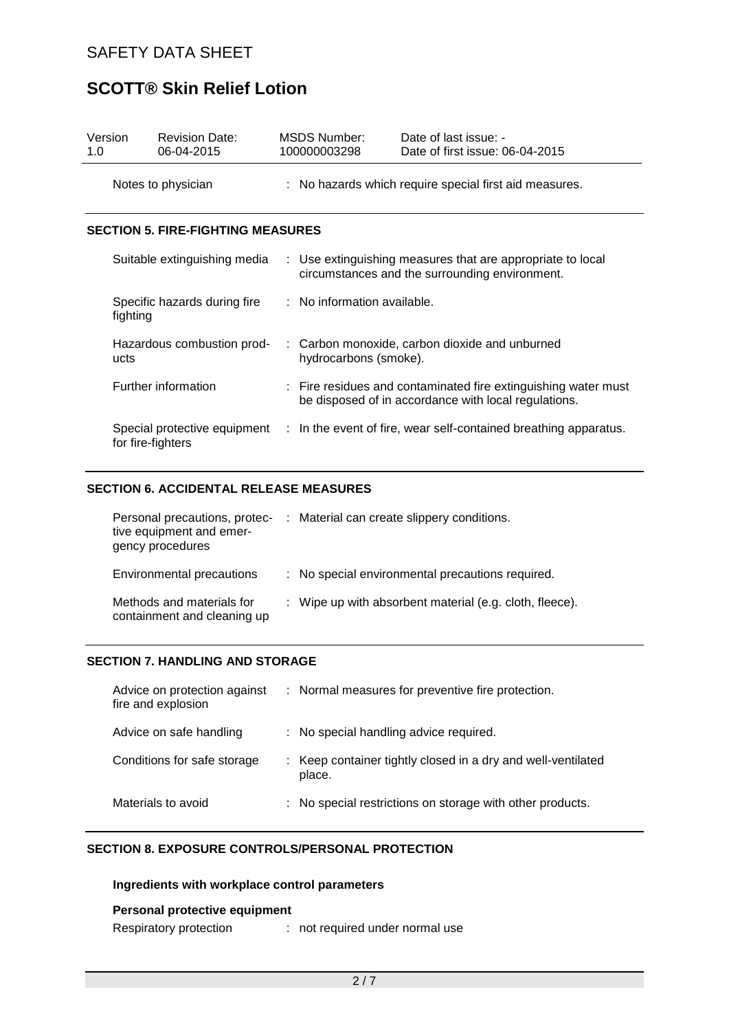| Version | Revision Date: | MSDS Number: | Date of last issue: - |
|---|---|---|---|
| 1.0 | 06-04-2015 | 100000003298 | Date of first issue: 06-04-2015 |

Notes to physician : No hazards which require special first aid measures.

## SECTION 5. FIRE-FIGHTING MEASURES

| | |
|---|---|
| Suitable extinguishing media | : Use extinguishing measures that are appropriate to local circumstances and the surrounding environment. |
| Specific hazards during fire fighting | : No information available. |
| Hazardous combustion products | : Carbon monoxide, carbon dioxide and unburned hydrocarbons (smoke). |
| Further information | : Fire residues and contaminated fire extinguishing water must be disposed of in accordance with local regulations. |
| Special protective equipment for fire-fighters | : In the event of fire, wear self-contained breathing apparatus. |

## SECTION 6. ACCIDENTAL RELEASE MEASURES

| | |
|---|---|
| Personal precautions, protective equipment and emergency procedures | : Material can create slippery conditions. |
| Environmental precautions | : No special environmental precautions required. |
| Methods and materials for containment and cleaning up | : Wipe up with absorbent material (e.g. cloth, fleece). |

## SECTION 7. HANDLING AND STORAGE

| | |
|---|---|
| Advice on protection against fire and explosion | : Normal measures for preventive fire protection. |
| Advice on safe handling | : No special handling advice required. |
| Conditions for safe storage | : Keep container tightly closed in a dry and well-ventilated place. |
| Materials to avoid | : No special restrictions on storage with other products. |

## SECTION 8. EXPOSURE CONTROLS/PERSONAL PROTECTION

### Ingredients with workplace control parameters

### Personal protective equipment

Respiratory protection : not required under normal use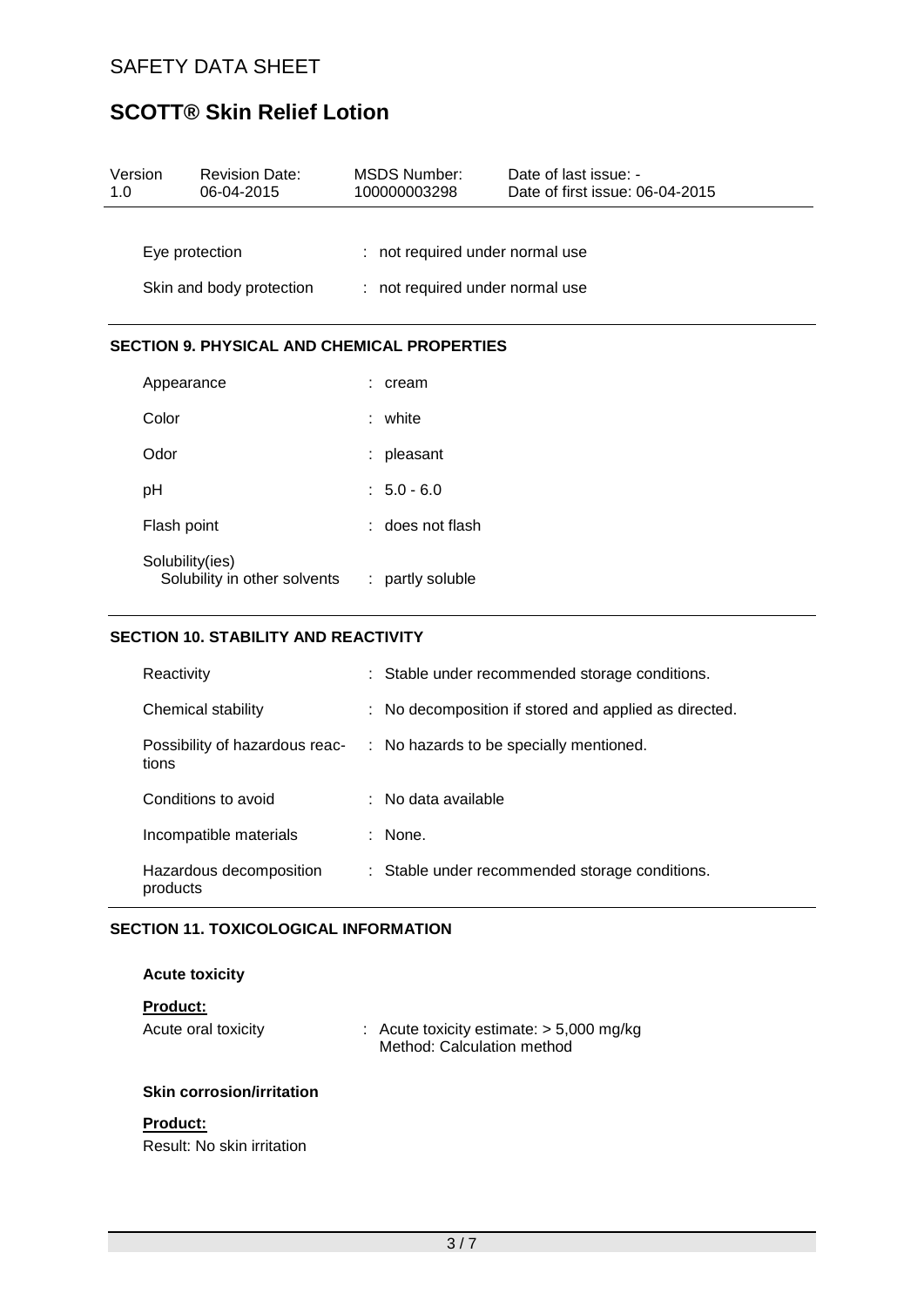| Eye protection | : not required under normal use |
| --- | --- |
| Skin and body protection | : not required under normal use |

## SECTION 9. PHYSICAL AND CHEMICAL PROPERTIES

| Property | Value |
| --- | --- |
| Appearance | : cream |
| Color | : white |
| Odor | : pleasant |
| pH | : 5.0 - 6.0 |
| Flash point | : does not flash |
| Solubility(ies) Solubility in other solvents | : partly soluble |

## SECTION 10. STABILITY AND REACTIVITY

| Item | Information |
| --- | --- |
| Reactivity | : Stable under recommended storage conditions. |
| Chemical stability | : No decomposition if stored and applied as directed. |
| Possibility of hazardous reactions | : No hazards to be specially mentioned. |
| Conditions to avoid | : No data available |
| Incompatible materials | : None. |
| Hazardous decomposition products | : Stable under recommended storage conditions. |

## SECTION 11. TOXICOLOGICAL INFORMATION

**Acute toxicity**

**Product:**

Acute oral toxicity : Acute toxicity estimate: > 5,000 mg/kg
Method: Calculation method

**Skin corrosion/irritation**

**Product:**

Result: No skin irritation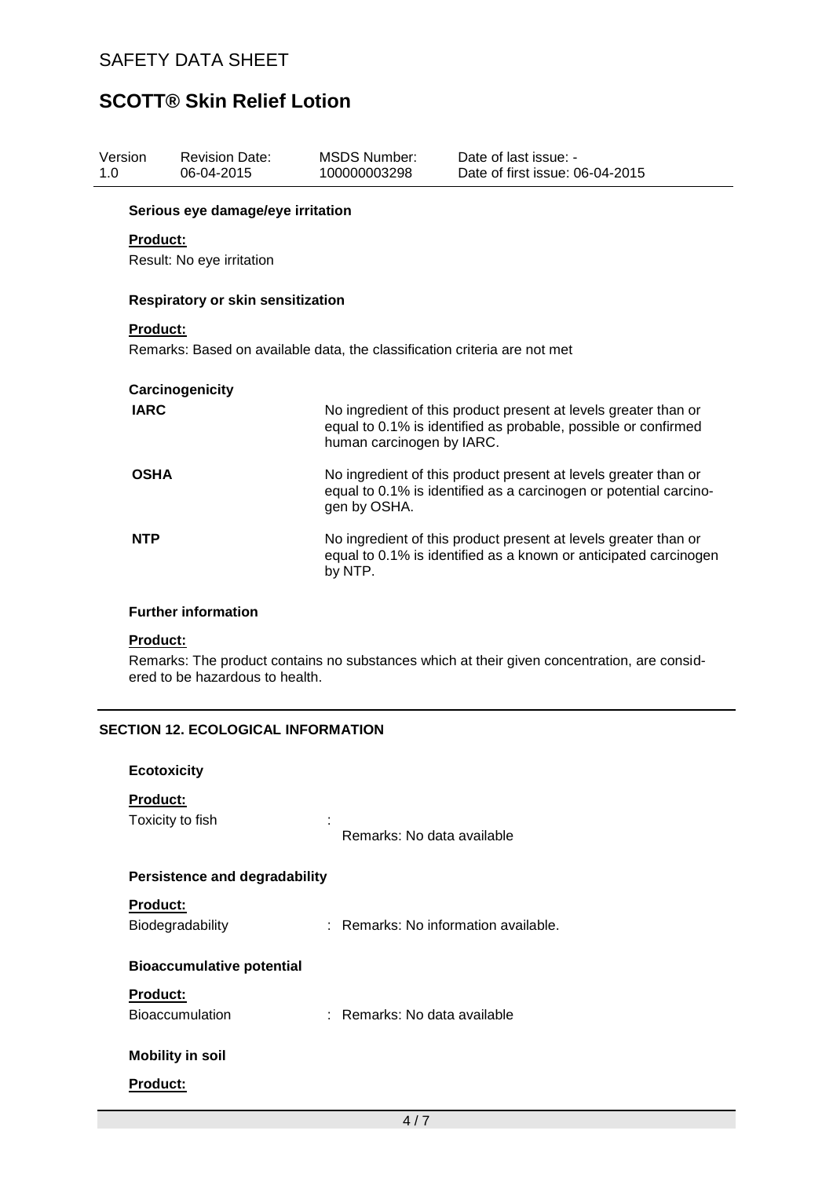**Serious eye damage/eye irritation**

**Product:**

Result: No eye irritation

**Respiratory or skin sensitization**

**Product:**

Remarks: Based on available data, the classification criteria are not met

**Carcinogenicity**

| | |
|---|---|
| **IARC** | No ingredient of this product present at levels greater than or equal to 0.1% is identified as probable, possible or confirmed human carcinogen by IARC. |
| **OSHA** | No ingredient of this product present at levels greater than or equal to 0.1% is identified as a carcinogen or potential carcinogen by OSHA. |
| **NTP** | No ingredient of this product present at levels greater than or equal to 0.1% is identified as a known or anticipated carcinogen by NTP. |

**Further information**

**Product:**

Remarks: The product contains no substances which at their given concentration, are considered to be hazardous to health.

## SECTION 12. ECOLOGICAL INFORMATION

**Ecotoxicity**

**Product:**

Toxicity to fish : Remarks: No data available

**Persistence and degradability**

**Product:**

Biodegradability : Remarks: No information available.

**Bioaccumulative potential**

**Product:**

Bioaccumulation : Remarks: No data available

**Mobility in soil**

**Product:**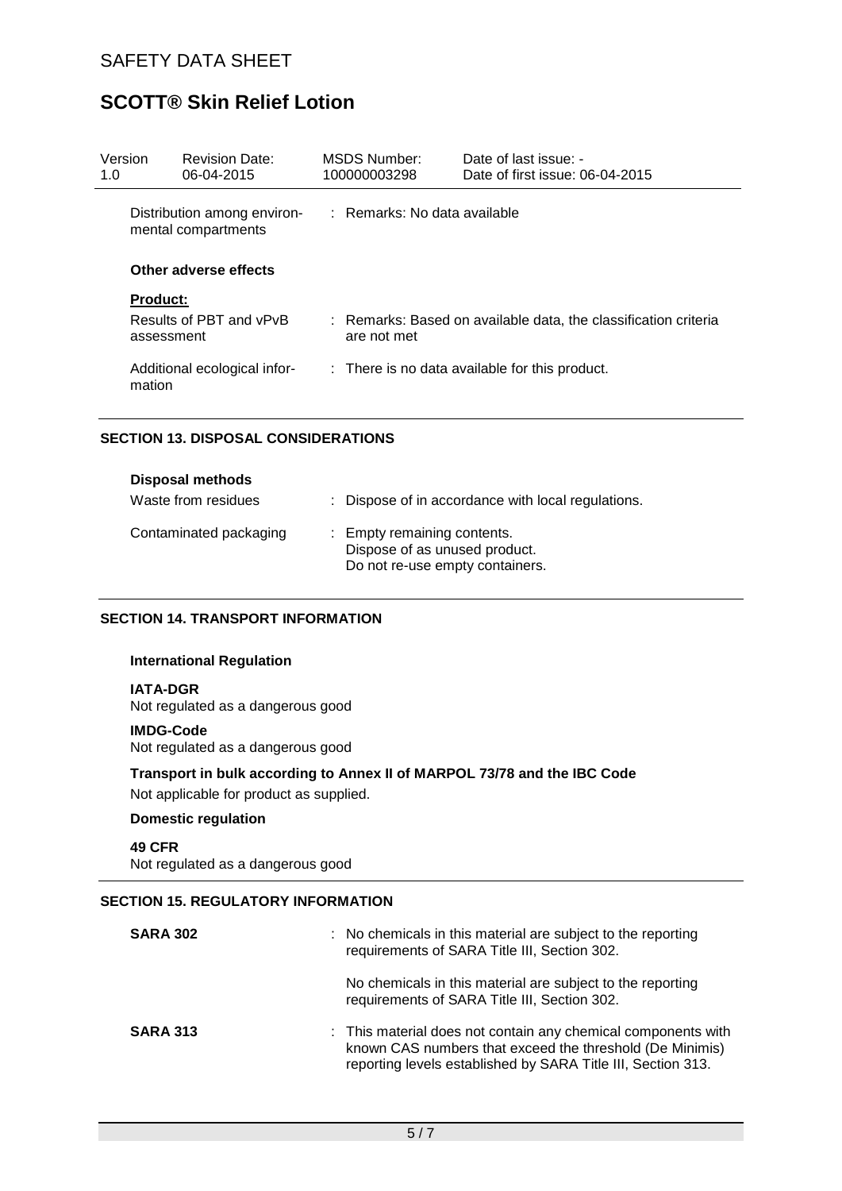| Version 1.0 | Revision Date: 06-04-2015 | MSDS Number: 100000003298 | Date of last issue: - Date of first issue: 06-04-2015 |
|---|---|---|---|

Distribution among environmental compartments : Remarks: No data available

### Other adverse effects

**Product:**

Results of PBT and vPvB assessment : Remarks: Based on available data, the classification criteria are not met

Additional ecological information : There is no data available for this product.

## SECTION 13. DISPOSAL CONSIDERATIONS

### Disposal methods

Waste from residues : Dispose of in accordance with local regulations.

Contaminated packaging : Empty remaining contents.
Dispose of as unused product.
Do not re-use empty containers.

## SECTION 14. TRANSPORT INFORMATION

### International Regulation

**IATA-DGR**
Not regulated as a dangerous good

**IMDG-Code**
Not regulated as a dangerous good

**Transport in bulk according to Annex II of MARPOL 73/78 and the IBC Code**
Not applicable for product as supplied.

### Domestic regulation

**49 CFR**
Not regulated as a dangerous good

## SECTION 15. REGULATORY INFORMATION

**SARA 302** : No chemicals in this material are subject to the reporting requirements of SARA Title III, Section 302.

No chemicals in this material are subject to the reporting requirements of SARA Title III, Section 302.

**SARA 313** : This material does not contain any chemical components with known CAS numbers that exceed the threshold (De Minimis) reporting levels established by SARA Title III, Section 313.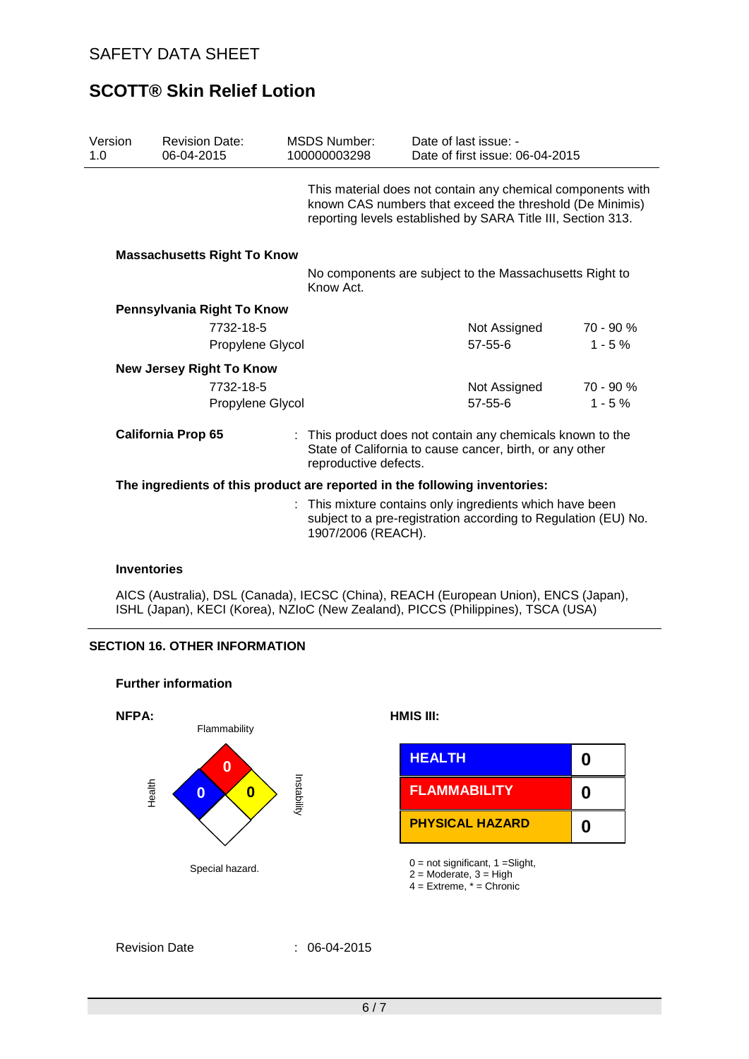This material does not contain any chemical components with known CAS numbers that exceed the threshold (De Minimis) reporting levels established by SARA Title III, Section 313.

**Massachusetts Right To Know**

No components are subject to the Massachusetts Right to Know Act.

**Pennsylvania Right To Know**

| | | |
|---|---|---|
| 7732-18-5 | Not Assigned | 70 - 90 % |
| Propylene Glycol | 57-55-6 | 1 - 5 % |

**New Jersey Right To Know**

| | | |
|---|---|---|
| 7732-18-5 | Not Assigned | 70 - 90 % |
| Propylene Glycol | 57-55-6 | 1 - 5 % |

**California Prop 65** : This product does not contain any chemicals known to the State of California to cause cancer, birth, or any other reproductive defects.

**The ingredients of this product are reported in the following inventories:**

: This mixture contains only ingredients which have been subject to a pre-registration according to Regulation (EU) No. 1907/2006 (REACH).

**Inventories**

AICS (Australia), DSL (Canada), IECSC (China), REACH (European Union), ENCS (Japan), ISHL (Japan), KECI (Korea), NZIoC (New Zealand), PICCS (Philippines), TSCA (USA)

## SECTION 16. OTHER INFORMATION

**Further information**

**NFPA:**

Flammability: 0
Health: 0
Instability: 0
Special hazard.

**HMIS III:**

| | |
|---|---|
| HEALTH | 0 |
| FLAMMABILITY | 0 |
| PHYSICAL HAZARD | 0 |

0 = not significant, 1 =Slight,
2 = Moderate, 3 = High
4 = Extreme, * = Chronic

Revision Date : 06-04-2015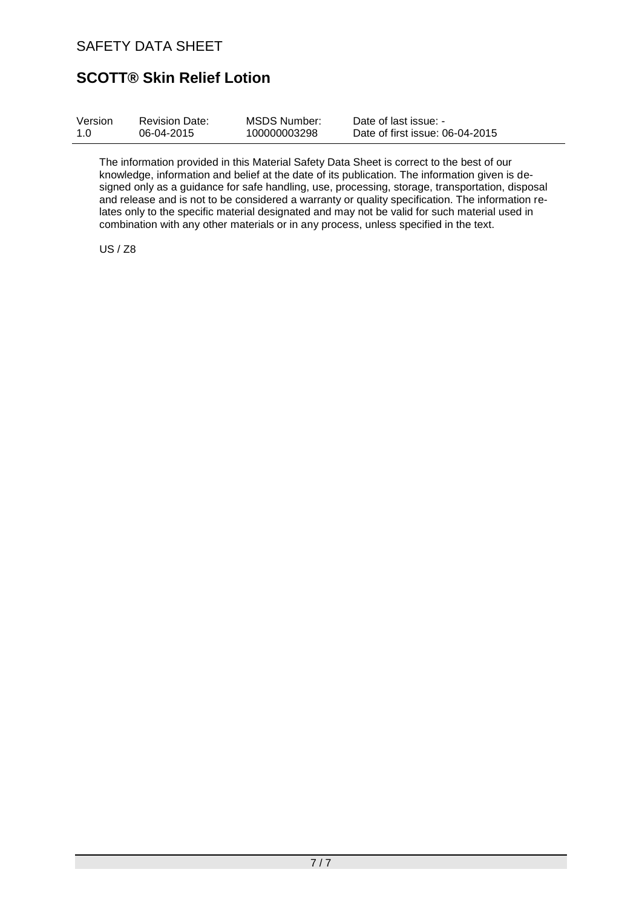The information provided in this Material Safety Data Sheet is correct to the best of our knowledge, information and belief at the date of its publication. The information given is designed only as a guidance for safe handling, use, processing, storage, transportation, disposal and release and is not to be considered a warranty or quality specification. The information relates only to the specific material designated and may not be valid for such material used in combination with any other materials or in any process, unless specified in the text.

US / Z8